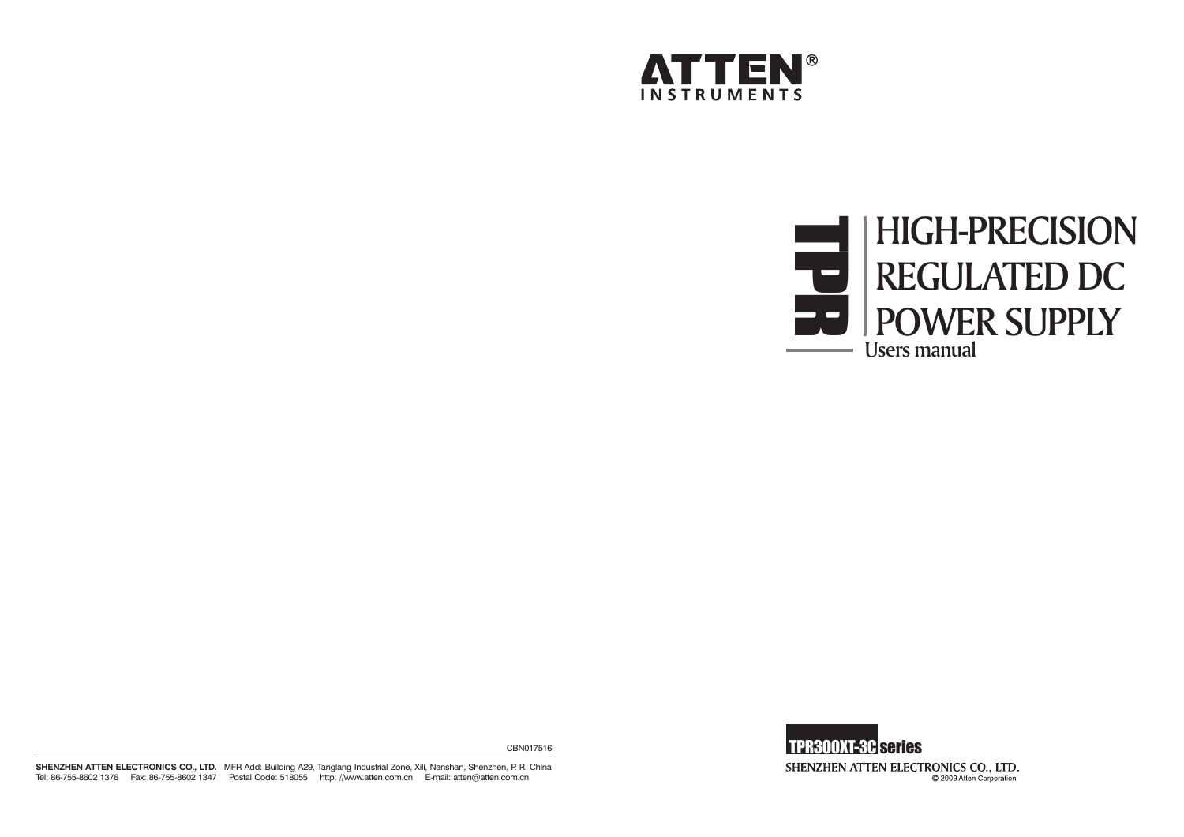**ATTEN®**
INSTRUMENTS

# TPR HIGH-PRECISION REGULATED DC POWER SUPPLY

## Users manual

**TPR300XT-3C series**

SHENZHEN ATTEN ELECTRONICS CO., LTD.

© 2009 Atten Corporation

CBN017516

**SHENZHEN ATTEN ELECTRONICS CO., LTD.** MFR Add: Building A29, Tanglang Industrial Zone, Xili, Nanshan, Shenzhen, P. R. China
Tel: 86-755-8602 1376 Fax: 86-755-8602 1347 Postal Code: 518055 http: //www.atten.com.cn E-mail: atten@atten.com.cn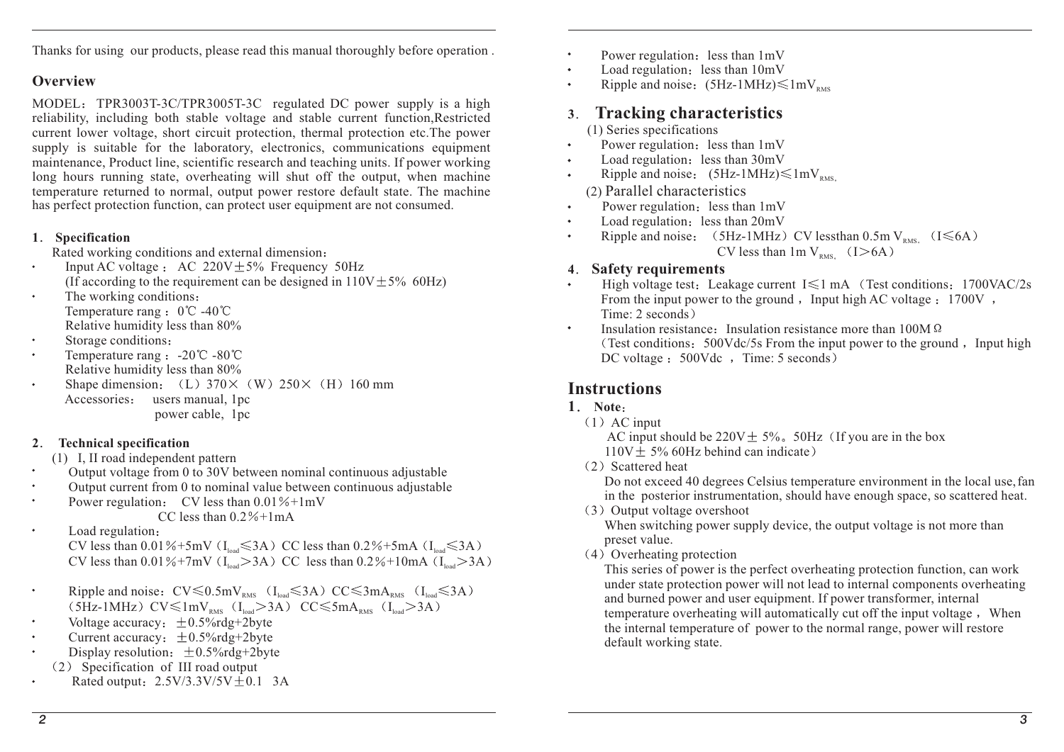Thanks for using our products, please read this manual thoroughly before operation .

## Overview

MODEL：TPR3003T-3C/TPR3005T-3C regulated DC power supply is a high reliability, including both stable voltage and stable current function,Restricted current lower voltage, short circuit protection, thermal protection etc.The power supply is suitable for the laboratory, electronics, communications equipment maintenance, Product line, scientific research and teaching units. If power working long hours running state, overheating will shut off the output, when machine temperature returned to normal, output power restore default state. The machine has perfect protection function, can protect user equipment are not consumed.

### 1. Specification

Rated working conditions and external dimension：

- Input AC voltage ： AC 220V±5% Frequency 50Hz
  (If according to the requirement can be designed in 110V±5% 60Hz)
- The working conditions：
  Temperature rang：0℃ -40℃
  Relative humidity less than 80%
- Storage conditions：
- Temperature rang：-20℃ -80℃
  Relative humidity less than 80%
- Shape dimension：（L）370×（W）250×（H）160 mm
  Accessories： users manual, 1pc
  power cable, 1pc

### 2. Technical specification

(1) I, II road independent pattern

- Output voltage from 0 to 30V between nominal continuous adjustable
- Output current from 0 to nominal value between continuous adjustable
- Power regulation： CV less than 0.01%+1mV
  CC less than 0.2%+1mA
- Load regulation：
  CV less than 0.01%+5mV（$I_{load}$≤3A）CC less than 0.2%+5mA（$I_{load}$≤3A）
  CV less than 0.01%+7mV（$I_{load}$>3A）CC less than 0.2%+10mA（$I_{load}$>3A）
- Ripple and noise：CV≤0.5mV$_{RMS}$（$I_{load}$≤3A）CC≤3mA$_{RMS}$（$I_{load}$≤3A）
  （5Hz-1MHz）CV≤1mV$_{RMS}$（$I_{load}$>3A） CC≤5mA$_{RMS}$（$I_{load}$>3A）
- Voltage accuracy：±0.5%rdg+2byte
- Current accuracy：±0.5%rdg+2byte
- Display resolution：±0.5%rdg+2byte

（2） Specification of III road output

- Rated output：2.5V/3.3V/5V±0.1 3A
- Power regulation：less than 1mV
- Load regulation：less than 10mV
- Ripple and noise：(5Hz-1MHz)≤1mV$_{RMS}$

### 3. Tracking characteristics

(1) Series specifications

- Power regulation：less than 1mV
- Load regulation：less than 30mV
- Ripple and noise：(5Hz-1MHz)≤1mV$_{RMS.}$

(2) Parallel characteristics

- Power regulation：less than 1mV
- Load regulation：less than 20mV
- Ripple and noise：（5Hz-1MHz）CV lessthan 0.5m V$_{RMS.}$（I≤6A）
  CV less than 1m V$_{RMS.}$（I>6A）

### 4. Safety requirements

- High voltage test：Leakage current I≤1 mA （Test conditions：1700VAC/2s From the input power to the ground ，Input high AC voltage ：1700V ，Time: 2 seconds）
- Insulation resistance：Insulation resistance more than 100MΩ
  （Test conditions：500Vdc/5s From the input power to the ground ，Input high DC voltage ：500Vdc ，Time: 5 seconds）

## Instructions

### 1. Note：

（1）AC input

AC input should be 220V± 5%。50Hz（If you are in the box 110V± 5% 60Hz behind can indicate）

（2）Scattered heat

Do not exceed 40 degrees Celsius temperature environment in the local use,fan in the posterior instrumentation, should have enough space, so scattered heat.

（3）Output voltage overshoot

When switching power supply device, the output voltage is not more than preset value.

（4）Overheating protection

This series of power is the perfect overheating protection function, can work under state protection power will not lead to internal components overheating and burned power and user equipment. If power transformer, internal temperature overheating will automatically cut off the input voltage ， When the internal temperature of power to the normal range, power will restore default working state.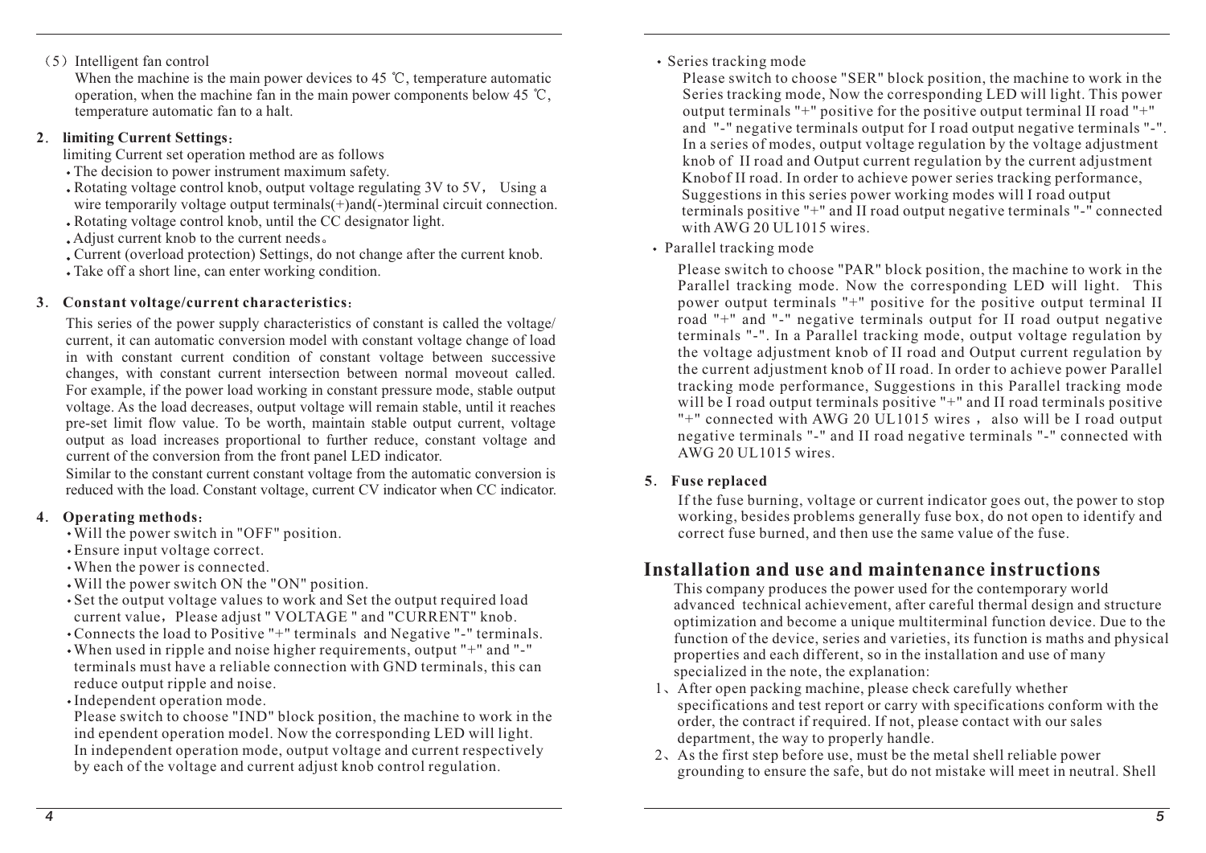（5）Intelligent fan control

When the machine is the main power devices to 45 ℃, temperature automatic operation, when the machine fan in the main power components below 45 ℃, temperature automatic fan to a halt.

**2. limiting Current Settings：**

limiting Current set operation method are as follows

- The decision to power instrument maximum safety.
- Rotating voltage control knob, output voltage regulating 3V to 5V， Using a wire temporarily voltage output terminals(+)and(-)terminal circuit connection.
- Rotating voltage control knob, until the CC designator light.
- Adjust current knob to the current needs。
- Current (overload protection) Settings, do not change after the current knob.
- Take off a short line, can enter working condition.

**3. Constant voltage/current characteristics：**

This series of the power supply characteristics of constant is called the voltage/ current, it can automatic conversion model with constant voltage change of load in with constant current condition of constant voltage between successive changes, with constant current intersection between normal moveout called. For example, if the power load working in constant pressure mode, stable output voltage. As the load decreases, output voltage will remain stable, until it reaches pre-set limit flow value. To be worth, maintain stable output current, voltage output as load increases proportional to further reduce, constant voltage and current of the conversion from the front panel LED indicator.

Similar to the constant current constant voltage from the automatic conversion is reduced with the load. Constant voltage, current CV indicator when CC indicator.

**4. Operating methods：**

- Will the power switch in "OFF" position.
- Ensure input voltage correct.
- When the power is connected.
- Will the power switch ON the "ON" position.
- Set the output voltage values to work and Set the output required load current value，Please adjust " VOLTAGE " and "CURRENT" knob.
- Connects the load to Positive "+" terminals and Negative "-" terminals.
- When used in ripple and noise higher requirements, output "+" and "-" terminals must have a reliable connection with GND terminals, this can reduce output ripple and noise.
- Independent operation mode.

  Please switch to choose "IND" block position, the machine to work in the ind ependent operation model. Now the corresponding LED will light. In independent operation mode, output voltage and current respectively by each of the voltage and current adjust knob control regulation.

- Series tracking mode

  Please switch to choose "SER" block position, the machine to work in the Series tracking mode, Now the corresponding LED will light. This power output terminals "+" positive for the positive output terminal II road "+" and "-" negative terminals output for I road output negative terminals "-". In a series of modes, output voltage regulation by the voltage adjustment knob of II road and Output current regulation by the current adjustment Knobof II road. In order to achieve power series tracking performance, Suggestions in this series power working modes will I road output terminals positive "+" and II road output negative terminals "-" connected with AWG 20 UL1015 wires.

- Parallel tracking mode

  Please switch to choose "PAR" block position, the machine to work in the Parallel tracking mode. Now the corresponding LED will light. This power output terminals "+" positive for the positive output terminal II road "+" and "-" negative terminals output for II road output negative terminals "-". In a Parallel tracking mode, output voltage regulation by the voltage adjustment knob of II road and Output current regulation by the current adjustment knob of II road. In order to achieve power Parallel tracking mode performance, Suggestions in this Parallel tracking mode will be I road output terminals positive "+" and II road terminals positive "+" connected with AWG 20 UL1015 wires， also will be I road output negative terminals "-" and II road negative terminals "-" connected with AWG 20 UL1015 wires.

**5. Fuse replaced**

If the fuse burning, voltage or current indicator goes out, the power to stop working, besides problems generally fuse box, do not open to identify and correct fuse burned, and then use the same value of the fuse.

## Installation and use and maintenance instructions

This company produces the power used for the contemporary world advanced technical achievement, after careful thermal design and structure optimization and become a unique multiterminal function device. Due to the function of the device, series and varieties, its function is maths and physical properties and each different, so in the installation and use of many specialized in the note, the explanation:

1、After open packing machine, please check carefully whether specifications and test report or carry with specifications conform with the order, the contract if required. If not, please contact with our sales department, the way to properly handle.

2、As the first step before use, must be the metal shell reliable power grounding to ensure the safe, but do not mistake will meet in neutral. Shell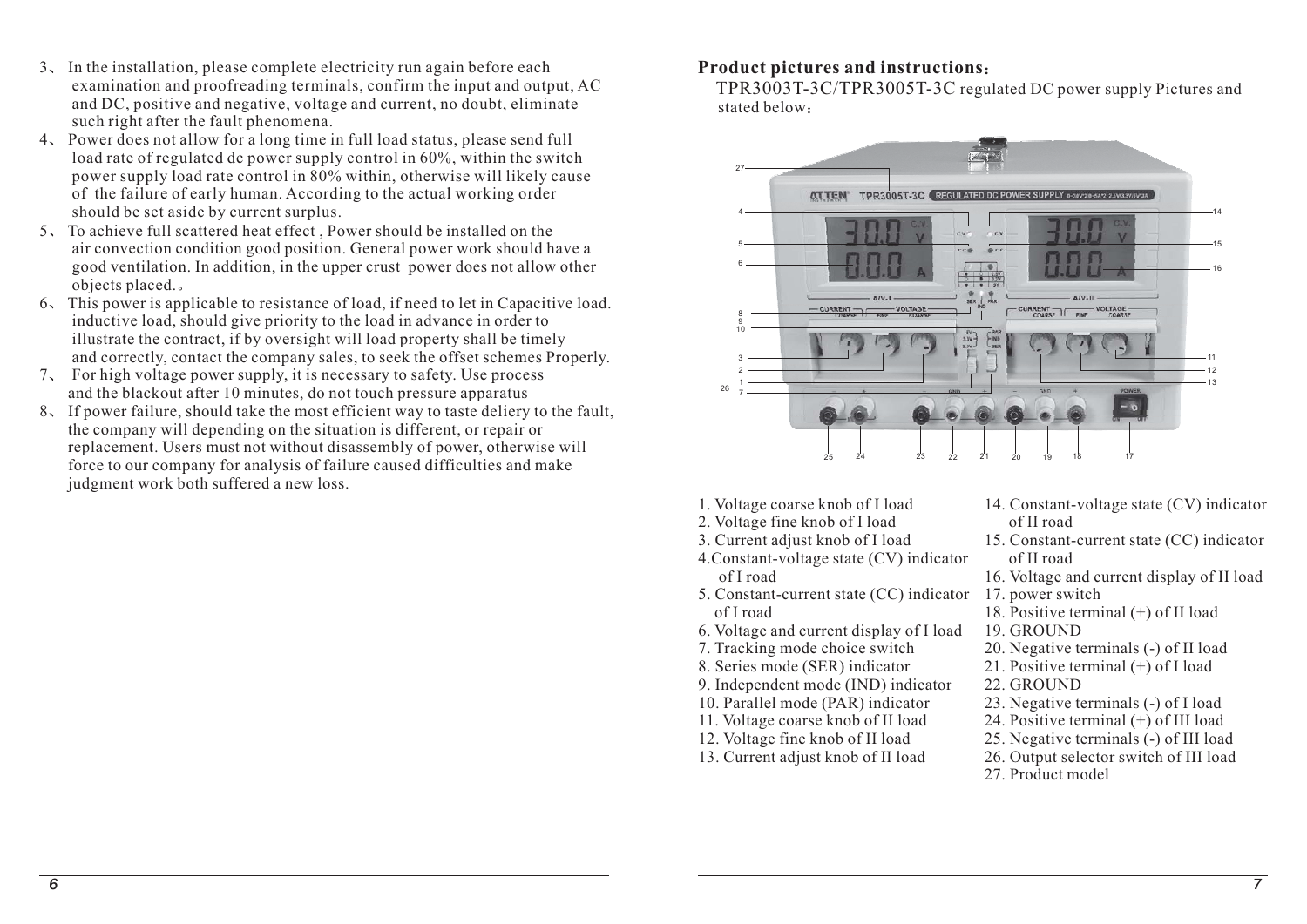3、 In the installation, please complete electricity run again before each examination and proofreading terminals, confirm the input and output, AC and DC, positive and negative, voltage and current, no doubt, eliminate such right after the fault phenomena.

4、 Power does not allow for a long time in full load status, please send full load rate of regulated dc power supply control in 60%, within the switch power supply load rate control in 80% within, otherwise will likely cause of the failure of early human. According to the actual working order should be set aside by current surplus.

5、 To achieve full scattered heat effect , Power should be installed on the air convection condition good position. General power work should have a good ventilation. In addition, in the upper crust power does not allow other objects placed.。

6、 This power is applicable to resistance of load, if need to let in Capacitive load. inductive load, should give priority to the load in advance in order to illustrate the contract, if by oversight will load property shall be timely and correctly, contact the company sales, to seek the offset schemes Properly.

7、 For high voltage power supply, it is necessary to safety. Use process and the blackout after 10 minutes, do not touch pressure apparatus

8、 If power failure, should take the most efficient way to taste deliery to the fault, the company will depending on the situation is different, or repair or replacement. Users must not without disassembly of power, otherwise will force to our company for analysis of failure caused difficulties and make judgment work both suffered a new loss.

**Product pictures and instructions**：

TPR3003T-3C/TPR3005T-3C regulated DC power supply Pictures and stated below：

1. Voltage coarse knob of I load
2. Voltage fine knob of I load
3. Current adjust knob of I load
4. Constant-voltage state (CV) indicator of I road
5. Constant-current state (CC) indicator of I road
6. Voltage and current display of I load
7. Tracking mode choice switch
8. Series mode (SER) indicator
9. Independent mode (IND) indicator
10. Parallel mode (PAR) indicator
11. Voltage coarse knob of II load
12. Voltage fine knob of II load
13. Current adjust knob of II load
14. Constant-voltage state (CV) indicator of II road
15. Constant-current state (CC) indicator of II road
16. Voltage and current display of II load
17. power switch
18. Positive terminal (+) of II load
19. GROUND
20. Negative terminals (-) of II load
21. Positive terminal (+) of I load
22. GROUND
23. Negative terminals (-) of I load
24. Positive terminal (+) of III load
25. Negative terminals (-) of III load
26. Output selector switch of III load
27. Product model